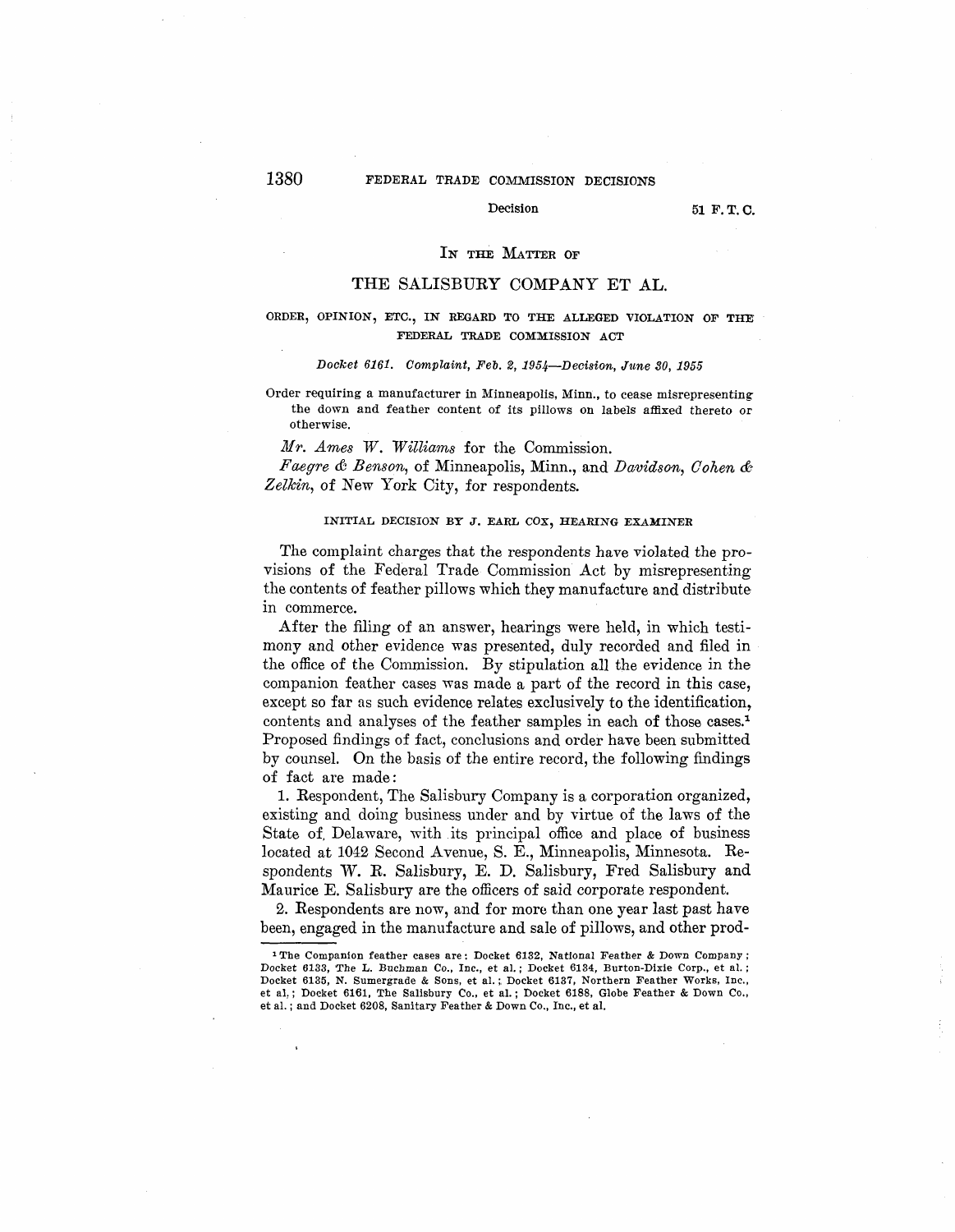## IN THE MATTER OF

## THE SALISBURY COMPANY ET AL.

ORDER, OPINION, ETC., IN REGARD TO THE ALLEGED VIOLATION OF THE FEDERAL TRADE COMMISSION ACT

*Docket 6161. Complaint, Feb. 2, 1954—Decision, June 30, 1955*

Order requiring a manufacturer in Minneapolis, Minn., to cease misrepresenting the down and feather content of its pillows on labels affixed thereto or otherwise.

*Mr. Ames W. Williams* for the Commission.

*Faegre & Benson*, of Minneapolis, Minn., and *Davidson, Cohen & Zelkin*, of New York City, for respondents.

### INITIAL DECISION BY J. EARL COX, HEARING EXAMINER

The complaint charges that the respondents have violated the provisions of the Federal Trade Commission Act by misrepresenting the contents of feather pillows which they manufacture and distribute in commerce.

After the filing of an answer, hearings were held, in which testimony and other evidence was presented, duly recorded and filed in the office of the Commission. By stipulation all the evidence in the companion feather cases was made a part of the record in this case, except so far as such evidence relates exclusively to the identification, contents and analyses of the feather samples in each of those cases.[1] Proposed findings of fact, conclusions and order have been submitted by counsel. On the basis of the entire record, the following findings of fact are made:

1. Respondent, The Salisbury Company is a corporation organized, existing and doing business under and by virtue of the laws of the State of Delaware, with its principal office and place of business located at 1042 Second Avenue, S. E., Minneapolis, Minnesota. Respondents W. R. Salisbury, E. D. Salisbury, Fred Salisbury and Maurice E. Salisbury are the officers of said corporate respondent.

2. Respondents are now, and for more than one year last past have been, engaged in the manufacture and sale of pillows, and other prod-

---

[1] The Companion feather cases are: Docket 6132, National Feather & Down Company; Docket 6133, The L. Buchman Co., Inc., et al.; Docket 6134, Burton-Dixie Corp., et al.; Docket 6135, N. Sumergrade & Sons, et al.; Docket 6137, Northern Feather Works, Inc., et al.; Docket 6161, The Salisbury Co., et al.; Docket 6188, Globe Feather & Down Co., et al.; and Docket 6208, Sanitary Feather & Down Co., Inc., et al.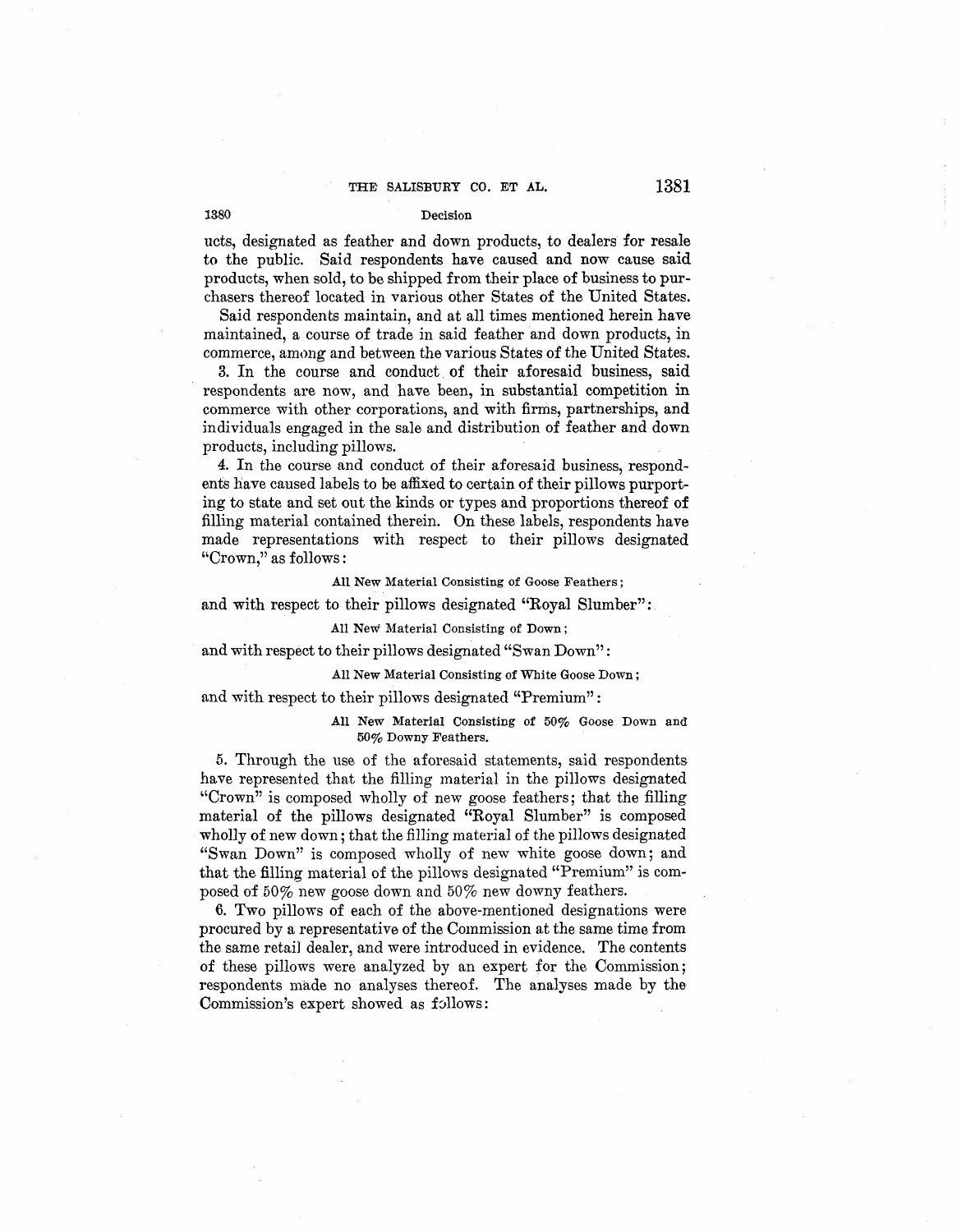ucts, designated as feather and down products, to dealers for resale to the public. Said respondents have caused and now cause said products, when sold, to be shipped from their place of business to purchasers thereof located in various other States of the United States.

Said respondents maintain, and at all times mentioned herein have maintained, a course of trade in said feather and down products, in commerce, among and between the various States of the United States.

3. In the course and conduct of their aforesaid business, said respondents are now, and have been, in substantial competition in commerce with other corporations, and with firms, partnerships, and individuals engaged in the sale and distribution of feather and down products, including pillows.

4. In the course and conduct of their aforesaid business, respondents have caused labels to be affixed to certain of their pillows purporting to state and set out the kinds or types and proportions thereof of filling material contained therein. On these labels, respondents have made representations with respect to their pillows designated "Crown," as follows:

> All New Material Consisting of Goose Feathers;

and with respect to their pillows designated "Royal Slumber":

> All New Material Consisting of Down;

and with respect to their pillows designated "Swan Down":

> All New Material Consisting of White Goose Down;

and with respect to their pillows designated "Premium":

> All New Material Consisting of 50% Goose Down and 50% Downy Feathers.

5. Through the use of the aforesaid statements, said respondents have represented that the filling material in the pillows designated "Crown" is composed wholly of new goose feathers; that the filling material of the pillows designated "Royal Slumber" is composed wholly of new down; that the filling material of the pillows designated "Swan Down" is composed wholly of new white goose down; and that the filling material of the pillows designated "Premium" is composed of 50% new goose down and 50% new downy feathers.

6. Two pillows of each of the above-mentioned designations were procured by a representative of the Commission at the same time from the same retail dealer, and were introduced in evidence. The contents of these pillows were analyzed by an expert for the Commission; respondents made no analyses thereof. The analyses made by the Commission's expert showed as follows: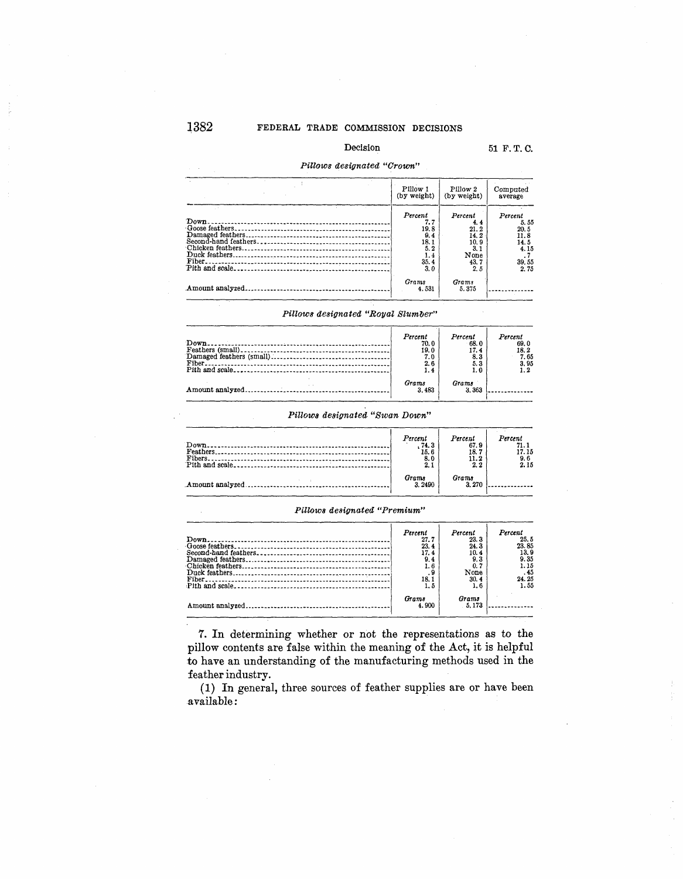*Pillows designated "Crown"*

| | Pillow 1 (by weight) | Pillow 2 (by weight) | Computed average |
|---|---|---|---|
| | *Percent* | *Percent* | *Percent* |
| Down | 7.7 | 4.4 | 5.55 |
| Goose feathers | 19.8 | 21.2 | 20.5 |
| Damaged feathers | 9.4 | 14.2 | 11.8 |
| Second-hand feathers | 18.1 | 10.9 | 14.5 |
| Chicken feathers | 5.2 | 3.1 | 4.15 |
| Duck feathers | 1.4 | None | .7 |
| Fiber | 35.4 | 43.7 | 39.55 |
| Pith and scale | 3.0 | 2.5 | 2.75 |
| | *Grams* | *Grams* | |
| Amount analyzed | 4.531 | 5.375 | |

*Pillows designated "Royal Slumber"*

| | | | |
|---|---|---|---|
| | *Percent* | *Percent* | *Percent* |
| Down | 70.0 | 68.0 | 69.0 |
| Feathers (small) | 19.0 | 17.4 | 18.2 |
| Damaged feathers (small) | 7.0 | 8.3 | 7.65 |
| Fiber | 2.6 | 5.3 | 3.95 |
| Pith and scale | 1.4 | 1.0 | 1.2 |
| | *Grams* | *Grams* | |
| Amount analyzed | 3.483 | 3.363 | |

*Pillows designated "Swan Down"*

| | | | |
|---|---|---|---|
| | *Percent* | *Percent* | *Percent* |
| Down | 74.3 | 67.9 | 71.1 |
| Feathers | 15.6 | 18.7 | 17.15 |
| Fibers | 8.0 | 11.2 | 9.6 |
| Pith and scale | 2.1 | 2.2 | 2.15 |
| | *Grams* | *Grams* | |
| Amount analyzed | 3.2490 | 3.270 | |

*Pillows designated "Premium"*

| | | | |
|---|---|---|---|
| | *Percent* | *Percent* | *Percent* |
| Down | 27.7 | 23.3 | 25.5 |
| Goose feathers | 23.4 | 24.3 | 23.85 |
| Second-hand feathers | 17.4 | 10.4 | 13.9 |
| Damaged feathers | 9.4 | 9.3 | 9.35 |
| Chicken feathers | 1.6 | 0.7 | 1.15 |
| Duck feathers | .9 | None | .45 |
| Fiber | 18.1 | 30.4 | 24.25 |
| Pith and scale | 1.5 | 1.6 | 1.55 |
| | *Grams* | *Grams* | |
| Amount analyzed | 4.900 | 5.173 | |

7. In determining whether or not the representations as to the pillow contents are false within the meaning of the Act, it is helpful to have an understanding of the manufacturing methods used in the feather industry.

(1) In general, three sources of feather supplies are or have been available: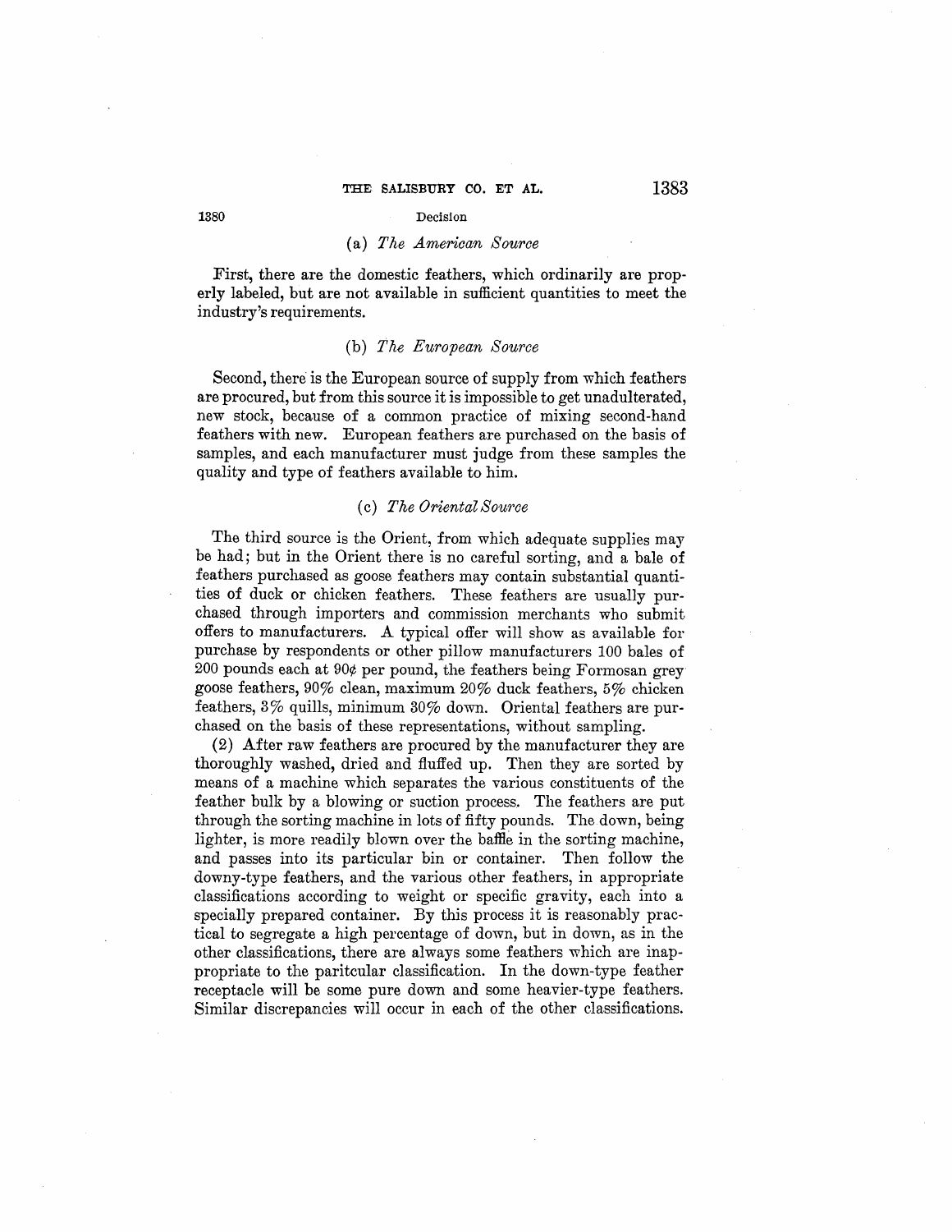### (a) *The American Source*

First, there are the domestic feathers, which ordinarily are properly labeled, but are not available in sufficient quantities to meet the industry's requirements.

### (b) *The European Source*

Second, there is the European source of supply from which feathers are procured, but from this source it is impossible to get unadulterated, new stock, because of a common practice of mixing second-hand feathers with new. European feathers are purchased on the basis of samples, and each manufacturer must judge from these samples the quality and type of feathers available to him.

### (c) *The Oriental Source*

The third source is the Orient, from which adequate supplies may be had; but in the Orient there is no careful sorting, and a bale of feathers purchased as goose feathers may contain substantial quantities of duck or chicken feathers. These feathers are usually purchased through importers and commission merchants who submit offers to manufacturers. A typical offer will show as available for purchase by respondents or other pillow manufacturers 100 bales of 200 pounds each at 90¢ per pound, the feathers being Formosan grey goose feathers, 90% clean, maximum 20% duck feathers, 5% chicken feathers, 3% quills, minimum 30% down. Oriental feathers are purchased on the basis of these representations, without sampling.

(2) After raw feathers are procured by the manufacturer they are thoroughly washed, dried and fluffed up. Then they are sorted by means of a machine which separates the various constituents of the feather bulk by a blowing or suction process. The feathers are put through the sorting machine in lots of fifty pounds. The down, being lighter, is more readily blown over the baffle in the sorting machine, and passes into its particular bin or container. Then follow the downy-type feathers, and the various other feathers, in appropriate classifications according to weight or specific gravity, each into a specially prepared container. By this process it is reasonably practical to segregate a high percentage of down, but in down, as in the other classifications, there are always some feathers which are inappropriate to the paritcular classification. In the down-type feather receptacle will be some pure down and some heavier-type feathers. Similar discrepancies will occur in each of the other classifications.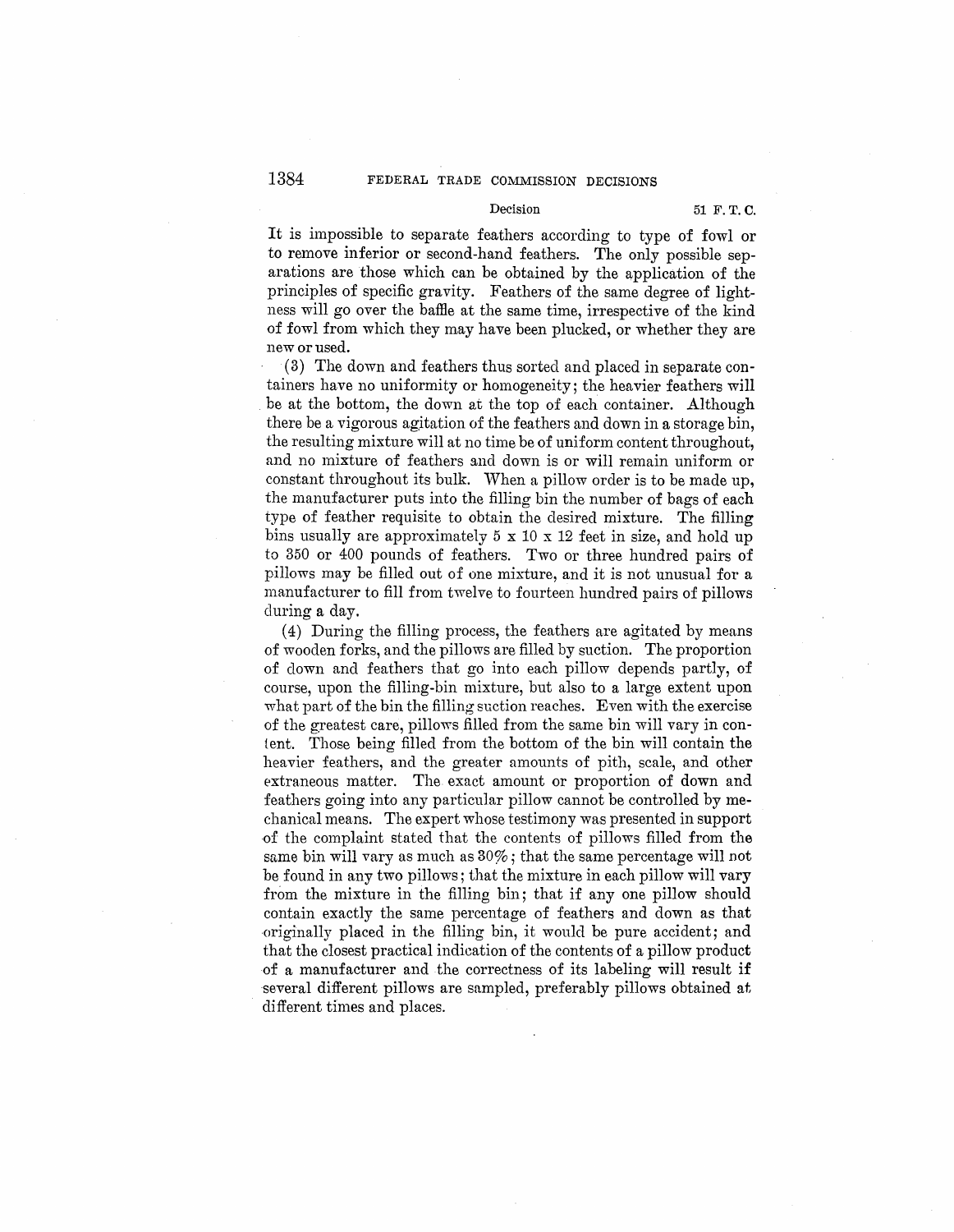It is impossible to separate feathers according to type of fowl or to remove inferior or second-hand feathers. The only possible separations are those which can be obtained by the application of the principles of specific gravity. Feathers of the same degree of lightness will go over the baffle at the same time, irrespective of the kind of fowl from which they may have been plucked, or whether they are new or used.

(3) The down and feathers thus sorted and placed in separate containers have no uniformity or homogeneity; the heavier feathers will be at the bottom, the down at the top of each container. Although there be a vigorous agitation of the feathers and down in a storage bin, the resulting mixture will at no time be of uniform content throughout, and no mixture of feathers and down is or will remain uniform or constant throughout its bulk. When a pillow order is to be made up, the manufacturer puts into the filling bin the number of bags of each type of feather requisite to obtain the desired mixture. The filling bins usually are approximately 5 x 10 x 12 feet in size, and hold up to 350 or 400 pounds of feathers. Two or three hundred pairs of pillows may be filled out of one mixture, and it is not unusual for a manufacturer to fill from twelve to fourteen hundred pairs of pillows during a day.

(4) During the filling process, the feathers are agitated by means of wooden forks, and the pillows are filled by suction. The proportion of down and feathers that go into each pillow depends partly, of course, upon the filling-bin mixture, but also to a large extent upon what part of the bin the filling suction reaches. Even with the exercise of the greatest care, pillows filled from the same bin will vary in content. Those being filled from the bottom of the bin will contain the heavier feathers, and the greater amounts of pith, scale, and other extraneous matter. The exact amount or proportion of down and feathers going into any particular pillow cannot be controlled by mechanical means. The expert whose testimony was presented in support of the complaint stated that the contents of pillows filled from the same bin will vary as much as 30%; that the same percentage will not be found in any two pillows; that the mixture in each pillow will vary from the mixture in the filling bin; that if any one pillow should contain exactly the same percentage of feathers and down as that originally placed in the filling bin, it would be pure accident; and that the closest practical indication of the contents of a pillow product of a manufacturer and the correctness of its labeling will result if several different pillows are sampled, preferably pillows obtained at different times and places.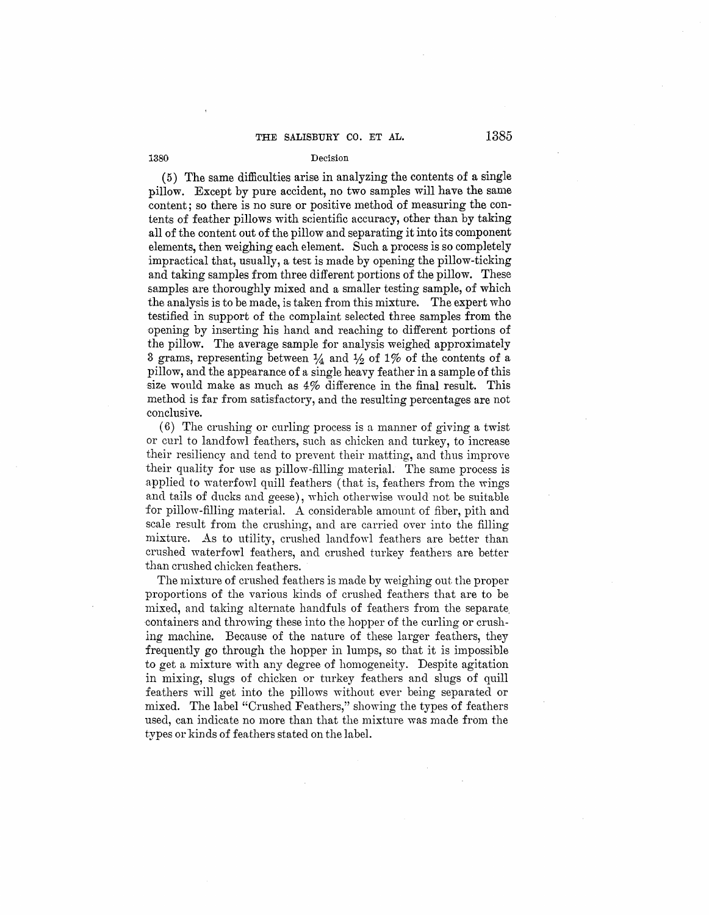(5) The same difficulties arise in analyzing the contents of a single pillow. Except by pure accident, no two samples will have the same content; so there is no sure or positive method of measuring the contents of feather pillows with scientific accuracy, other than by taking all of the content out of the pillow and separating it into its component elements, then weighing each element. Such a process is so completely impractical that, usually, a test is made by opening the pillow-ticking and taking samples from three different portions of the pillow. These samples are thoroughly mixed and a smaller testing sample, of which the analysis is to be made, is taken from this mixture. The expert who testified in support of the complaint selected three samples from the opening by inserting his hand and reaching to different portions of the pillow. The average sample for analysis weighed approximately 3 grams, representing between ¼ and ½ of 1% of the contents of a pillow, and the appearance of a single heavy feather in a sample of this size would make as much as 4% difference in the final result. This method is far from satisfactory, and the resulting percentages are not conclusive.

(6) The crushing or curling process is a manner of giving a twist or curl to landfowl feathers, such as chicken and turkey, to increase their resiliency and tend to prevent their matting, and thus improve their quality for use as pillow-filling material. The same process is applied to waterfowl quill feathers (that is, feathers from the wings and tails of ducks and geese), which otherwise would not be suitable for pillow-filling material. A considerable amount of fiber, pith and scale result from the crushing, and are carried over into the filling mixture. As to utility, crushed landfowl feathers are better than crushed waterfowl feathers, and crushed turkey feathers are better than crushed chicken feathers.

The mixture of crushed feathers is made by weighing out the proper proportions of the various kinds of crushed feathers that are to be mixed, and taking alternate handfuls of feathers from the separate containers and throwing these into the hopper of the curling or crushing machine. Because of the nature of these larger feathers, they frequently go through the hopper in lumps, so that it is impossible to get a mixture with any degree of homogeneity. Despite agitation in mixing, slugs of chicken or turkey feathers and slugs of quill feathers will get into the pillows without ever being separated or mixed. The label "Crushed Feathers," showing the types of feathers used, can indicate no more than that the mixture was made from the types or kinds of feathers stated on the label.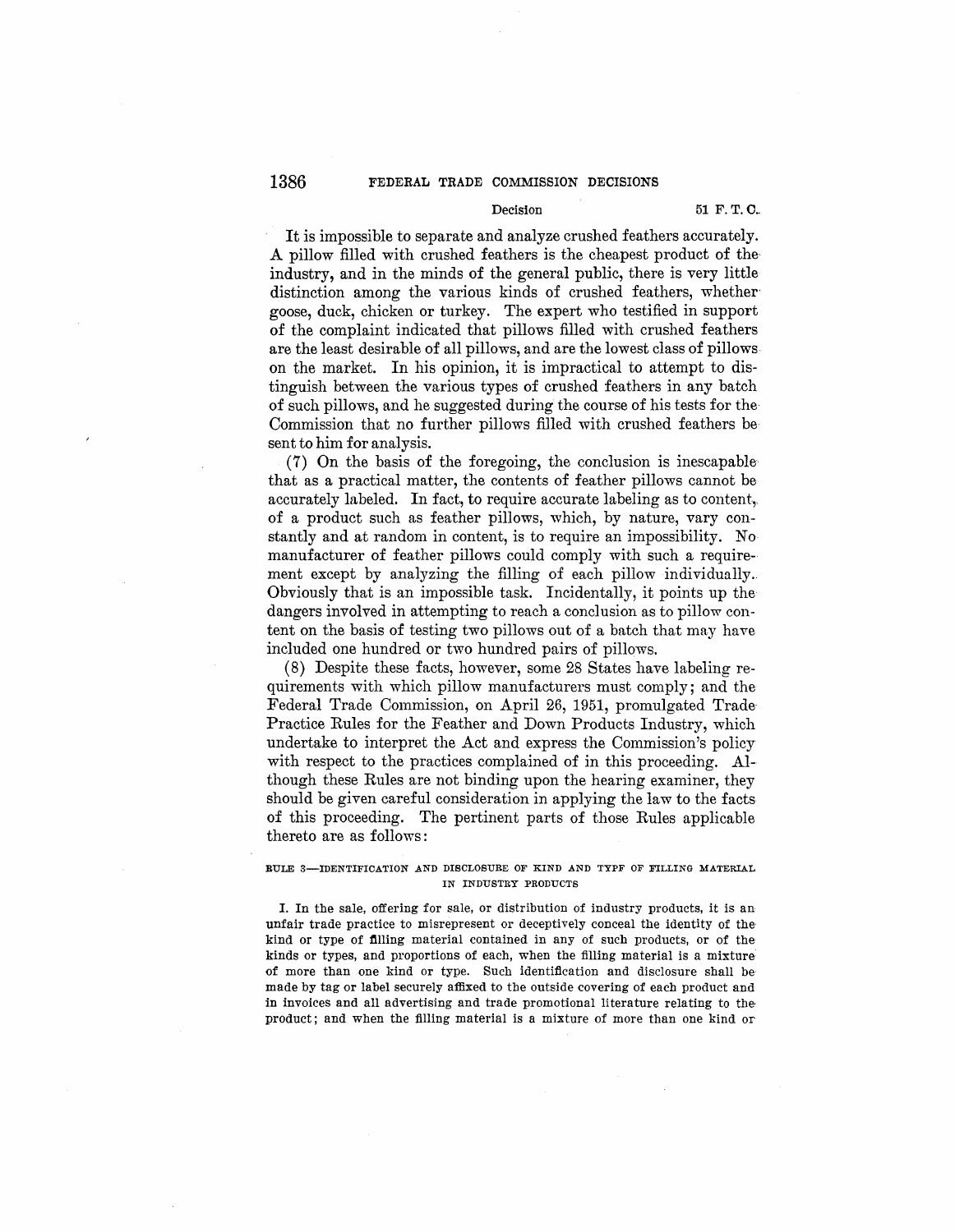It is impossible to separate and analyze crushed feathers accurately. A pillow filled with crushed feathers is the cheapest product of the industry, and in the minds of the general public, there is very little distinction among the various kinds of crushed feathers, whether goose, duck, chicken or turkey. The expert who testified in support of the complaint indicated that pillows filled with crushed feathers are the least desirable of all pillows, and are the lowest class of pillows on the market. In his opinion, it is impractical to attempt to distinguish between the various types of crushed feathers in any batch of such pillows, and he suggested during the course of his tests for the Commission that no further pillows filled with crushed feathers be sent to him for analysis.

(7) On the basis of the foregoing, the conclusion is inescapable that as a practical matter, the contents of feather pillows cannot be accurately labeled. In fact, to require accurate labeling as to content, of a product such as feather pillows, which, by nature, vary constantly and at random in content, is to require an impossibility. No manufacturer of feather pillows could comply with such a requirement except by analyzing the filling of each pillow individually. Obviously that is an impossible task. Incidentally, it points up the dangers involved in attempting to reach a conclusion as to pillow content on the basis of testing two pillows out of a batch that may have included one hundred or two hundred pairs of pillows.

(8) Despite these facts, however, some 28 States have labeling requirements with which pillow manufacturers must comply; and the Federal Trade Commission, on April 26, 1951, promulgated Trade Practice Rules for the Feather and Down Products Industry, which undertake to interpret the Act and express the Commission's policy with respect to the practices complained of in this proceeding. Although these Rules are not binding upon the hearing examiner, they should be given careful consideration in applying the law to the facts of this proceeding. The pertinent parts of those Rules applicable thereto are as follows:

RULE 3—IDENTIFICATION AND DISCLOSURE OF KIND AND TYPF OF FILLING MATERIAL IN INDUSTRY PRODUCTS

I. In the sale, offering for sale, or distribution of industry products, it is an unfair trade practice to misrepresent or deceptively conceal the identity of the kind or type of filling material contained in any of such products, or of the kinds or types, and proportions of each, when the filling material is a mixture of more than one kind or type. Such identification and disclosure shall be made by tag or label securely affixed to the outside covering of each product and in invoices and all advertising and trade promotional literature relating to the product; and when the filling material is a mixture of more than one kind or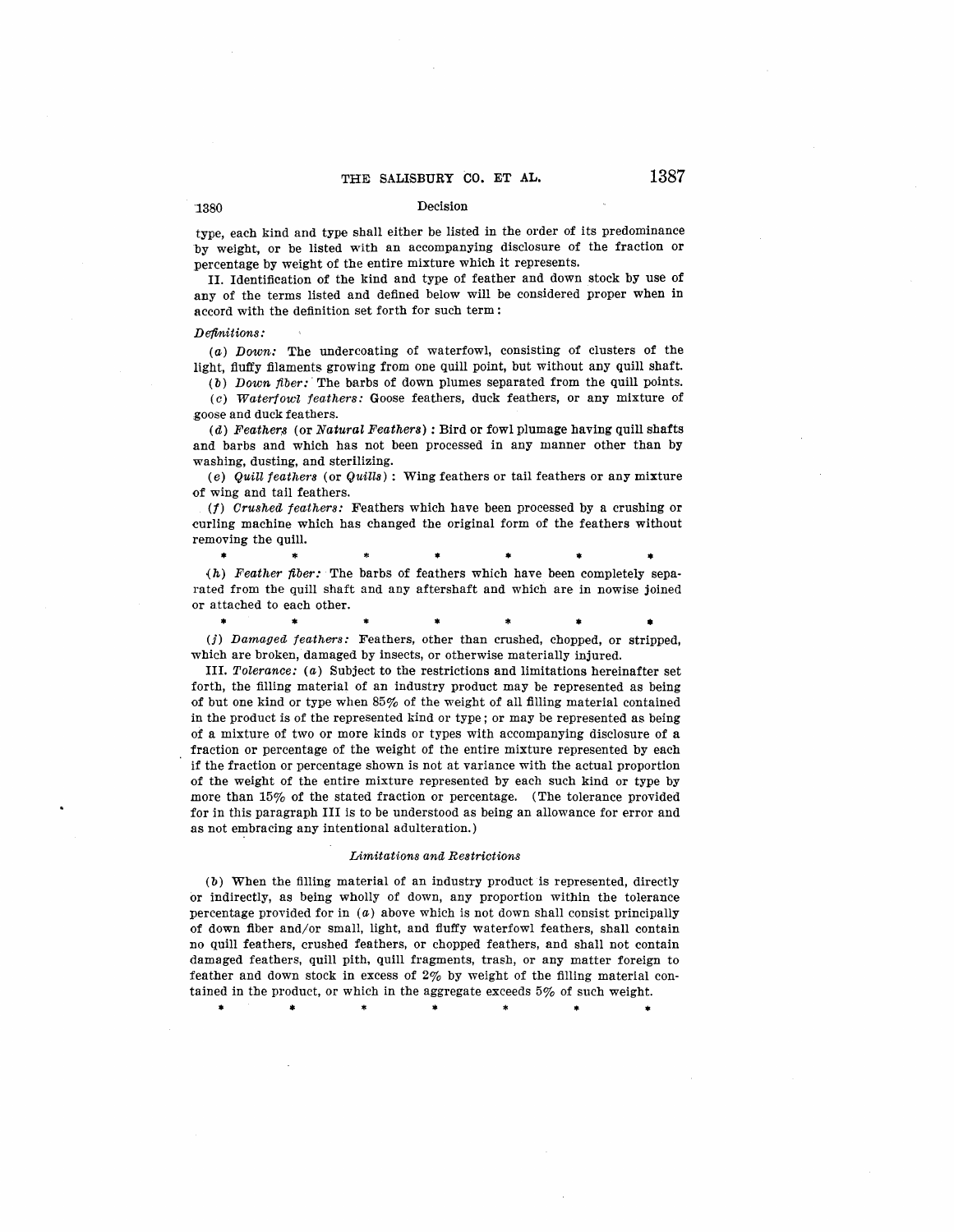type, each kind and type shall either be listed in the order of its predominance by weight, or be listed with an accompanying disclosure of the fraction or percentage by weight of the entire mixture which it represents.

II. Identification of the kind and type of feather and down stock by use of any of the terms listed and defined below will be considered proper when in accord with the definition set forth for such term:

*Definitions:*

(*a*) *Down:* The undercoating of waterfowl, consisting of clusters of the light, fluffy filaments growing from one quill point, but without any quill shaft.

(*b*) *Down fiber:* The barbs of down plumes separated from the quill points.

(*c*) *Waterfowl feathers:* Goose feathers, duck feathers, or any mixture of goose and duck feathers.

(*d*) *Feathers* (or *Natural Feathers*): Bird or fowl plumage having quill shafts and barbs and which has not been processed in any manner other than by washing, dusting, and sterilizing.

(*e*) *Quill feathers* (or *Quills*): Wing feathers or tail feathers or any mixture of wing and tail feathers.

(*f*) *Crushed feathers:* Feathers which have been processed by a crushing or curling machine which has changed the original form of the feathers without removing the quill.

\* \* \* \* \* \* \*

(*h*) *Feather fiber:* The barbs of feathers which have been completely separated from the quill shaft and any aftershaft and which are in nowise joined or attached to each other.

\* \* \* \* \* \* \*

(*j*) *Damaged feathers:* Feathers, other than crushed, chopped, or stripped, which are broken, damaged by insects, or otherwise materially injured.

III. *Tolerance:* (*a*) Subject to the restrictions and limitations hereinafter set forth, the filling material of an industry product may be represented as being of but one kind or type when 85% of the weight of all filling material contained in the product is of the represented kind or type; or may be represented as being of a mixture of two or more kinds or types with accompanying disclosure of a fraction or percentage of the weight of the entire mixture represented by each if the fraction or percentage shown is not at variance with the actual proportion of the weight of the entire mixture represented by each such kind or type by more than 15% of the stated fraction or percentage. (The tolerance provided for in this paragraph III is to be understood as being an allowance for error and as not embracing any intentional adulteration.)

*Limitations and Restrictions*

(*b*) When the filling material of an industry product is represented, directly or indirectly, as being wholly of down, any proportion within the tolerance percentage provided for in (*a*) above which is not down shall consist principally of down fiber and/or small, light, and fluffy waterfowl feathers, shall contain no quill feathers, crushed feathers, or chopped feathers, and shall not contain damaged feathers, quill pith, quill fragments, trash, or any matter foreign to feather and down stock in excess of 2% by weight of the filling material contained in the product, or which in the aggregate exceeds 5% of such weight.

\* \* \* \* \* \* \*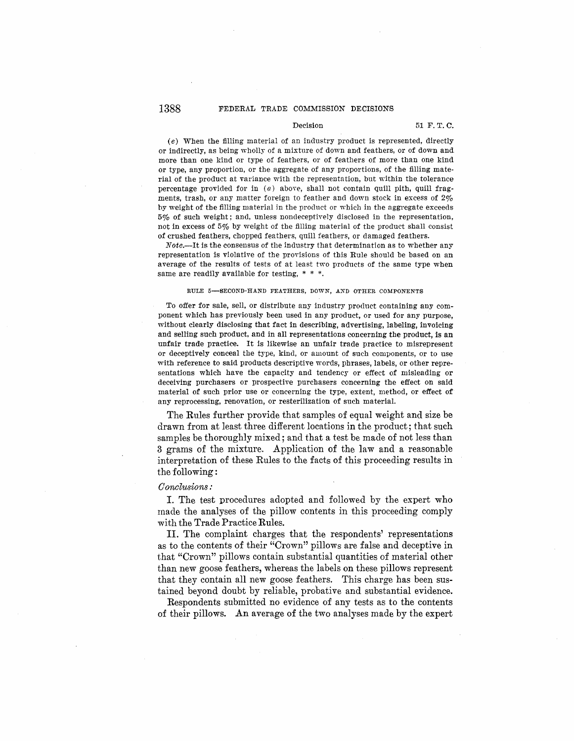(e) When the filling material of an industry product is represented, directly or indirectly, as being wholly of a mixture of down and feathers, or of down and more than one kind or type of feathers, or of feathers of more than one kind or type, any proportion, or the aggregate of any proportions, of the filling material of the product at variance with the representation, but within the tolerance percentage provided for in (a) above, shall not contain quill pith, quill fragments, trash, or any matter foreign to feather and down stock in excess of 2% by weight of the filling material in the product or which in the aggregate exceeds 5% of such weight; and, unless nondeceptively disclosed in the representation, not in excess of 5% by weight of the filling material of the product shall consist of crushed feathers, chopped feathers, quill feathers, or damaged feathers.

*Note.*—It is the consensus of the industry that determination as to whether any representation is violative of the provisions of this Rule should be based on an average of the results of tests of at least two products of the same type when same are readily available for testing, * * *.

RULE 5—SECOND-HAND FEATHERS, DOWN, AND OTHER COMPONENTS

To offer for sale, sell, or distribute any industry product containing any component which has previously been used in any product, or used for any purpose, without clearly disclosing that fact in describing, advertising, labeling, invoicing and selling such product, and in all representations concerning the product, is an unfair trade practice. It is likewise an unfair trade practice to misrepresent or deceptively conceal the type, kind, or amount of such components, or to use with reference to said products descriptive words, phrases, labels, or other representations which have the capacity and tendency or effect of misleading or deceiving purchasers or prospective purchasers concerning the effect on said material of such prior use or concerning the type, extent, method, or effect of any reprocessing, renovation, or resterilization of such material.

The Rules further provide that samples of equal weight and size be drawn from at least three different locations in the product; that such samples be thoroughly mixed; and that a test be made of not less than 3 grams of the mixture. Application of the law and a reasonable interpretation of these Rules to the facts of this proceeding results in the following:

*Conclusions:*

I. The test procedures adopted and followed by the expert who made the analyses of the pillow contents in this proceeding comply with the Trade Practice Rules.

II. The complaint charges that the respondents' representations as to the contents of their "Crown" pillows are false and deceptive in that "Crown" pillows contain substantial quantities of material other than new goose feathers, whereas the labels on these pillows represent that they contain all new goose feathers. This charge has been sustained beyond doubt by reliable, probative and substantial evidence.

Respondents submitted no evidence of any tests as to the contents of their pillows. An average of the two analyses made by the expert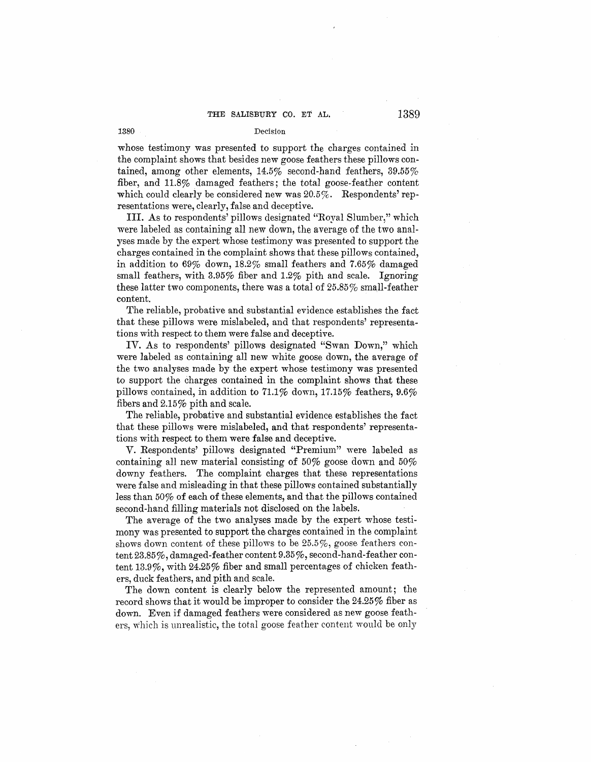whose testimony was presented to support the charges contained in the complaint shows that besides new goose feathers these pillows contained, among other elements, 14.5% second-hand feathers, 39.55% fiber, and 11.8% damaged feathers; the total goose-feather content which could clearly be considered new was 20.5%. Respondents' representations were, clearly, false and deceptive.

III. As to respondents' pillows designated "Royal Slumber," which were labeled as containing all new down, the average of the two analyses made by the expert whose testimony was presented to support the charges contained in the complaint shows that these pillows contained, in addition to 69% down, 18.2% small feathers and 7.65% damaged small feathers, with 3.95% fiber and 1.2% pith and scale. Ignoring these latter two components, there was a total of 25.85% small-feather content.

The reliable, probative and substantial evidence establishes the fact that these pillows were mislabeled, and that respondents' representations with respect to them were false and deceptive.

IV. As to respondents' pillows designated "Swan Down," which were labeled as containing all new white goose down, the average of the two analyses made by the expert whose testimony was presented to support the charges contained in the complaint shows that these pillows contained, in addition to 71.1% down, 17.15% feathers, 9.6% fibers and 2.15% pith and scale.

The reliable, probative and substantial evidence establishes the fact that these pillows were mislabeled, and that respondents' representations with respect to them were false and deceptive.

V. Respondents' pillows designated "Premium" were labeled as containing all new material consisting of 50% goose down and 50% downy feathers. The complaint charges that these representations were false and misleading in that these pillows contained substantially less than 50% of each of these elements, and that the pillows contained second-hand filling materials not disclosed on the labels.

The average of the two analyses made by the expert whose testimony was presented to support the charges contained in the complaint shows down content of these pillows to be 25.5%, goose feathers content 23.85%, damaged-feather content 9.35%, second-hand-feather content 13.9%, with 24.25% fiber and small percentages of chicken feathers, duck feathers, and pith and scale.

The down content is clearly below the represented amount; the record shows that it would be improper to consider the 24.25% fiber as down. Even if damaged feathers were considered as new goose feathers, which is unrealistic, the total goose feather content would be only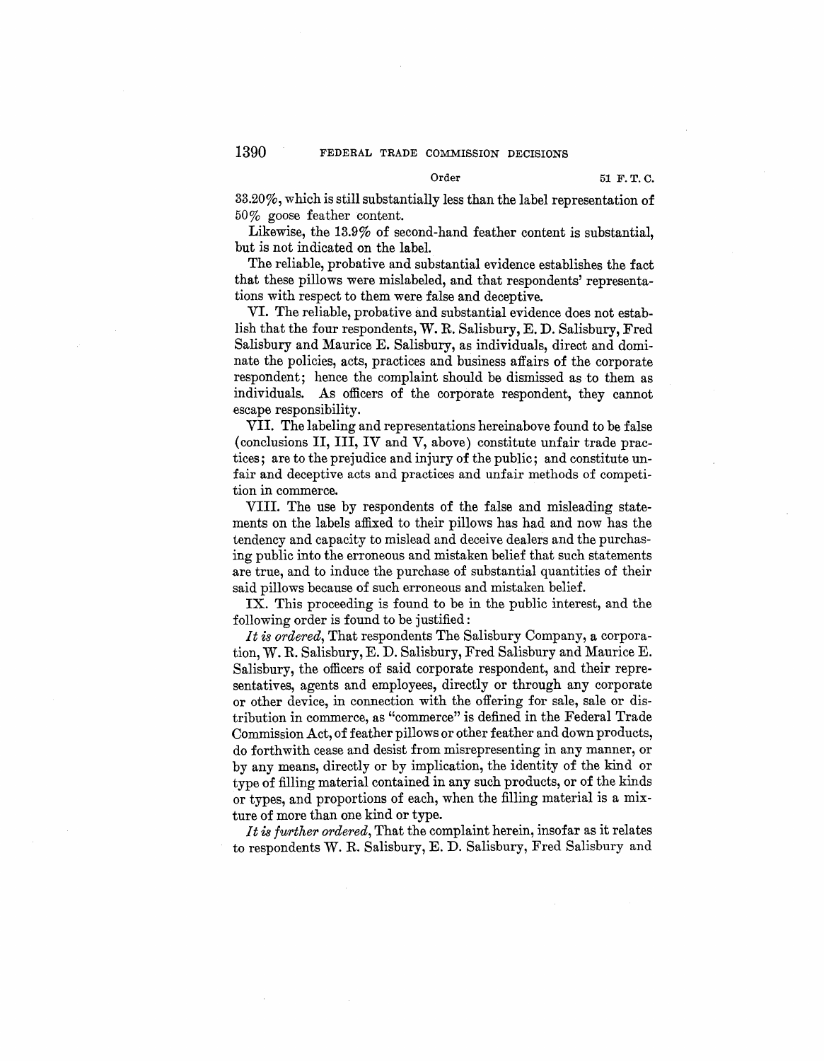33.20%, which is still substantially less than the label representation of 50% goose feather content.

Likewise, the 13.9% of second-hand feather content is substantial, but is not indicated on the label.

The reliable, probative and substantial evidence establishes the fact that these pillows were mislabeled, and that respondents' representations with respect to them were false and deceptive.

VI. The reliable, probative and substantial evidence does not establish that the four respondents, W. R. Salisbury, E. D. Salisbury, Fred Salisbury and Maurice E. Salisbury, as individuals, direct and dominate the policies, acts, practices and business affairs of the corporate respondent; hence the complaint should be dismissed as to them as individuals. As officers of the corporate respondent, they cannot escape responsibility.

VII. The labeling and representations hereinabove found to be false (conclusions II, III, IV and V, above) constitute unfair trade practices; are to the prejudice and injury of the public; and constitute unfair and deceptive acts and practices and unfair methods of competition in commerce.

VIII. The use by respondents of the false and misleading statements on the labels affixed to their pillows has had and now has the tendency and capacity to mislead and deceive dealers and the purchasing public into the erroneous and mistaken belief that such statements are true, and to induce the purchase of substantial quantities of their said pillows because of such erroneous and mistaken belief.

IX. This proceeding is found to be in the public interest, and the following order is found to be justified:

*It is ordered*, That respondents The Salisbury Company, a corporation, W. R. Salisbury, E. D. Salisbury, Fred Salisbury and Maurice E. Salisbury, the officers of said corporate respondent, and their representatives, agents and employees, directly or through any corporate or other device, in connection with the offering for sale, sale or distribution in commerce, as "commerce" is defined in the Federal Trade Commission Act, of feather pillows or other feather and down products, do forthwith cease and desist from misrepresenting in any manner, or by any means, directly or by implication, the identity of the kind or type of filling material contained in any such products, or of the kinds or types, and proportions of each, when the filling material is a mixture of more than one kind or type.

*It is further ordered*, That the complaint herein, insofar as it relates to respondents W. R. Salisbury, E. D. Salisbury, Fred Salisbury and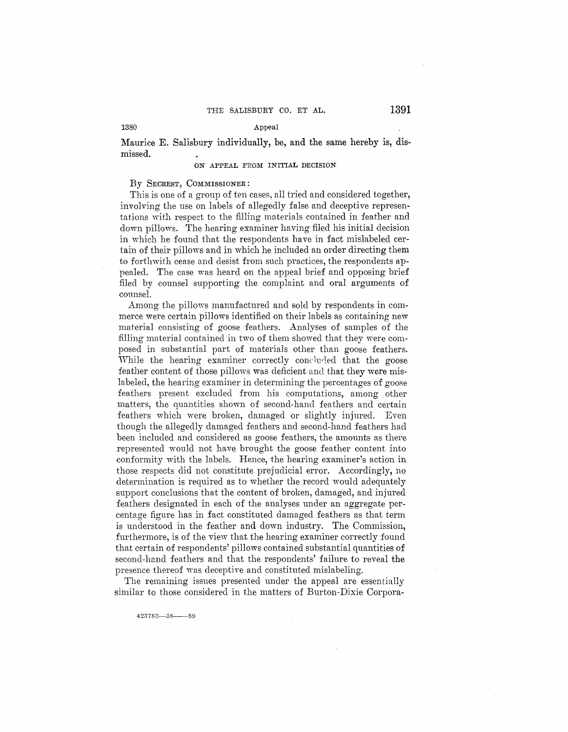Maurice E. Salisbury individually, be, and the same hereby is, dismissed.

ON APPEAL FROM INITIAL DECISION

By SECREST, COMMISSIONER:

This is one of a group of ten cases, all tried and considered together, involving the use on labels of allegedly false and deceptive representations with respect to the filling materials contained in feather and down pillows. The hearing examiner having filed his initial decision in which he found that the respondents have in fact mislabeled certain of their pillows and in which he included an order directing them to forthwith cease and desist from such practices, the respondents appealed. The case was heard on the appeal brief and opposing brief filed by counsel supporting the complaint and oral arguments of counsel.

Among the pillows manufactured and sold by respondents in commerce were certain pillows identified on their labels as containing new material consisting of goose feathers. Analyses of samples of the filling material contained in two of them showed that they were composed in substantial part of materials other than goose feathers. While the hearing examiner correctly concluded that the goose feather content of those pillows was deficient and that they were mislabeled, the hearing examiner in determining the percentages of goose feathers present excluded from his computations, among other matters, the quantities shown of second-hand feathers and certain feathers which were broken, damaged or slightly injured. Even though the allegedly damaged feathers and second-hand feathers had been included and considered as goose feathers, the amounts as there represented would not have brought the goose feather content into conformity with the labels. Hence, the hearing examiner's action in those respects did not constitute prejudicial error. Accordingly, no determination is required as to whether the record would adequately support conclusions that the content of broken, damaged, and injured feathers designated in each of the analyses under an aggregate percentage figure has in fact constituted damaged feathers as that term is understood in the feather and down industry. The Commission, furthermore, is of the view that the hearing examiner correctly found that certain of respondents' pillows contained substantial quantities of second-hand feathers and that the respondents' failure to reveal the presence thereof was deceptive and constituted mislabeling.

The remaining issues presented under the appeal are essentially similar to those considered in the matters of Burton-Dixie Corpora-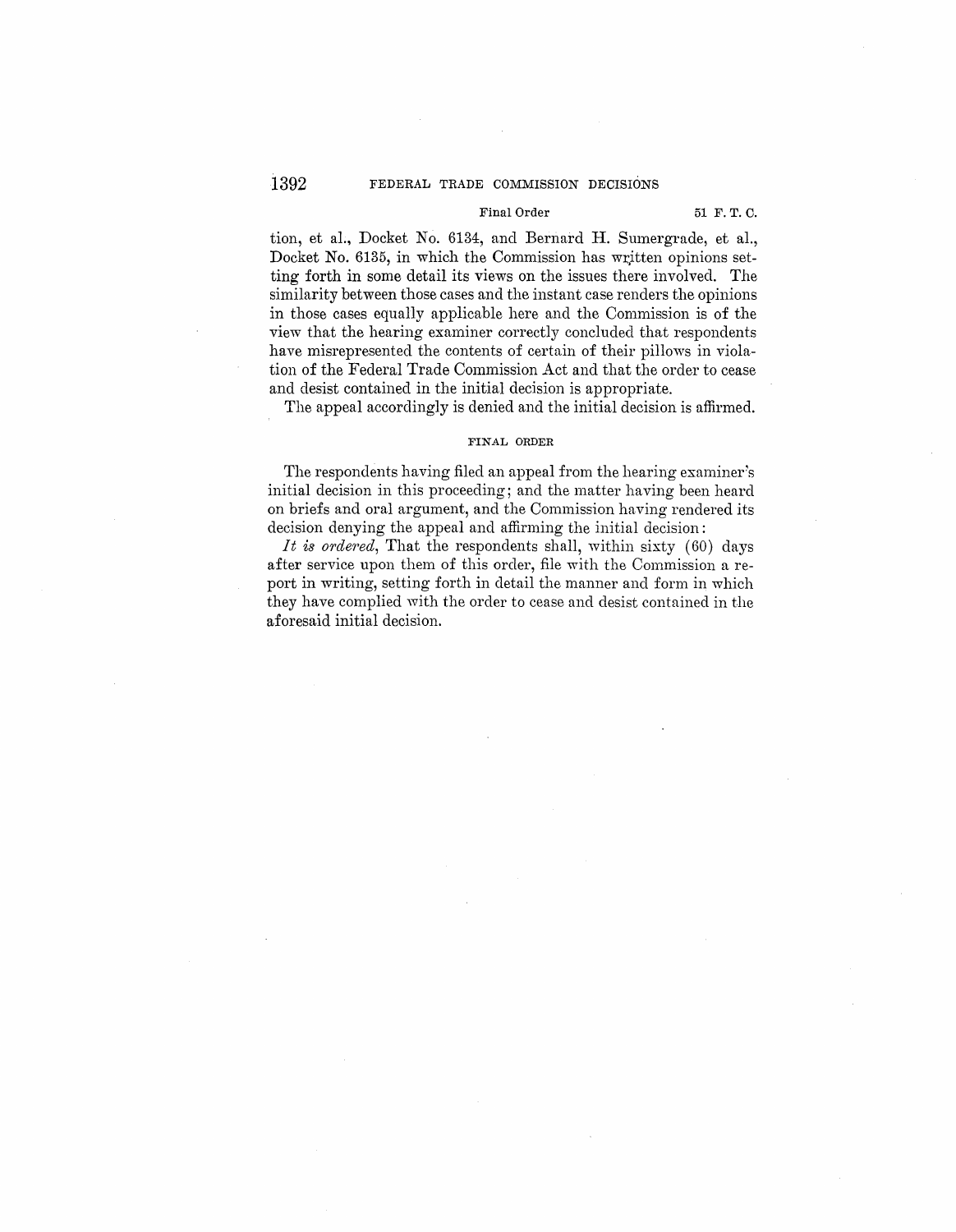tion, et al., Docket No. 6134, and Bernard H. Sumergrade, et al., Docket No. 6135, in which the Commission has written opinions setting forth in some detail its views on the issues there involved. The similarity between those cases and the instant case renders the opinions in those cases equally applicable here and the Commission is of the view that the hearing examiner correctly concluded that respondents have misrepresented the contents of certain of their pillows in violation of the Federal Trade Commission Act and that the order to cease and desist contained in the initial decision is appropriate.

The appeal accordingly is denied and the initial decision is affirmed.

## FINAL ORDER

The respondents having filed an appeal from the hearing examiner's initial decision in this proceeding; and the matter having been heard on briefs and oral argument, and the Commission having rendered its decision denying the appeal and affirming the initial decision:

*It is ordered*, That the respondents shall, within sixty (60) days after service upon them of this order, file with the Commission a report in writing, setting forth in detail the manner and form in which they have complied with the order to cease and desist contained in the aforesaid initial decision.